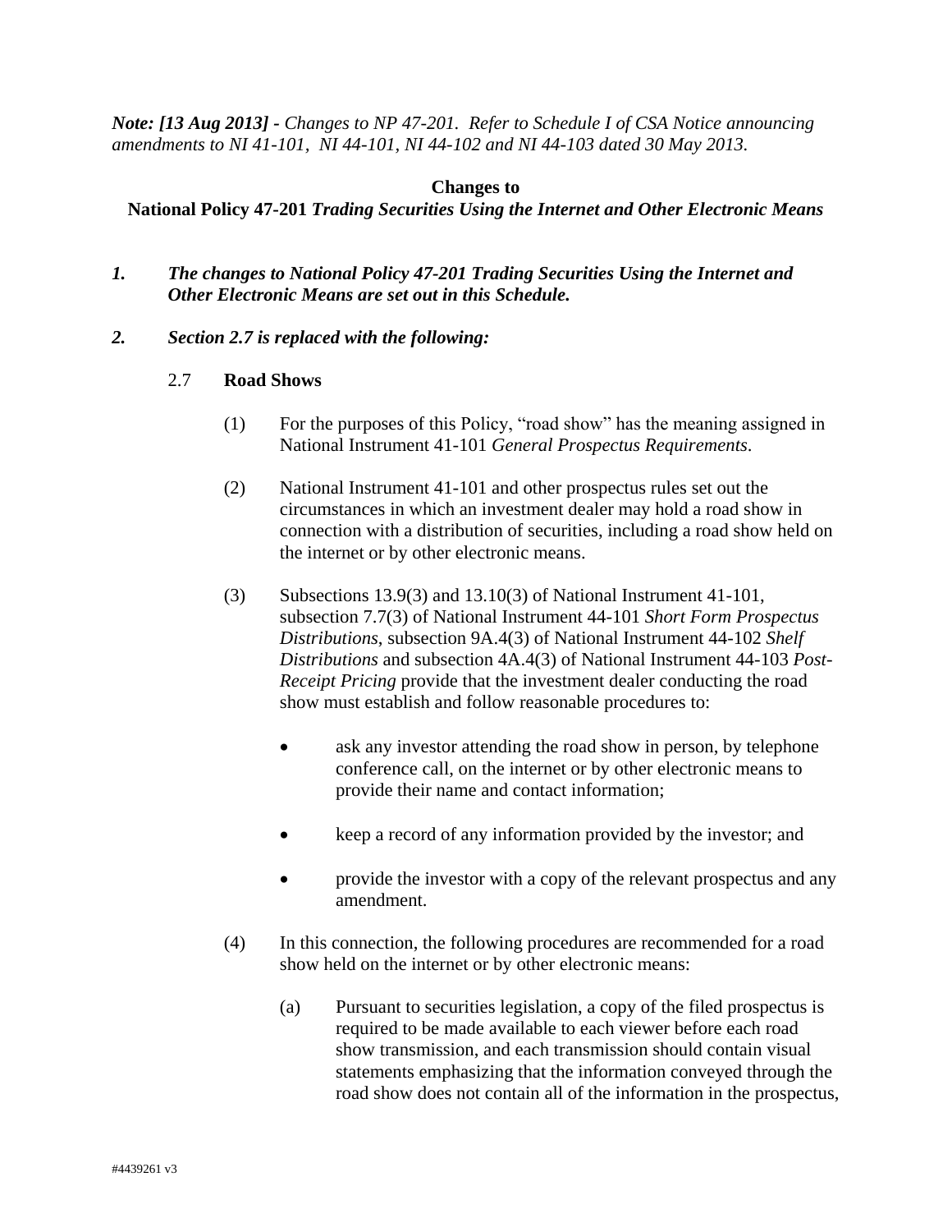***Note: [13 Aug 2013] -** Changes to NP 47-201. Refer to Schedule I of CSA Notice announcing amendments to NI 41-101, NI 44-101, NI 44-102 and NI 44-103 dated 30 May 2013.*

**Changes to**
**National Policy 47-201 *Trading Securities Using the Internet and Other Electronic Means***

***1. The changes to National Policy 47-201 Trading Securities Using the Internet and Other Electronic Means are set out in this Schedule.***

***2. Section 2.7 is replaced with the following:***

2.7 **Road Shows**

(1) For the purposes of this Policy, "road show" has the meaning assigned in National Instrument 41-101 *General Prospectus Requirements*.

(2) National Instrument 41-101 and other prospectus rules set out the circumstances in which an investment dealer may hold a road show in connection with a distribution of securities, including a road show held on the internet or by other electronic means.

(3) Subsections 13.9(3) and 13.10(3) of National Instrument 41-101, subsection 7.7(3) of National Instrument 44-101 *Short Form Prospectus Distributions*, subsection 9A.4(3) of National Instrument 44-102 *Shelf Distributions* and subsection 4A.4(3) of National Instrument 44-103 *Post-Receipt Pricing* provide that the investment dealer conducting the road show must establish and follow reasonable procedures to:

- ask any investor attending the road show in person, by telephone conference call, on the internet or by other electronic means to provide their name and contact information;
- keep a record of any information provided by the investor; and
- provide the investor with a copy of the relevant prospectus and any amendment.

(4) In this connection, the following procedures are recommended for a road show held on the internet or by other electronic means:

(a) Pursuant to securities legislation, a copy of the filed prospectus is required to be made available to each viewer before each road show transmission, and each transmission should contain visual statements emphasizing that the information conveyed through the road show does not contain all of the information in the prospectus,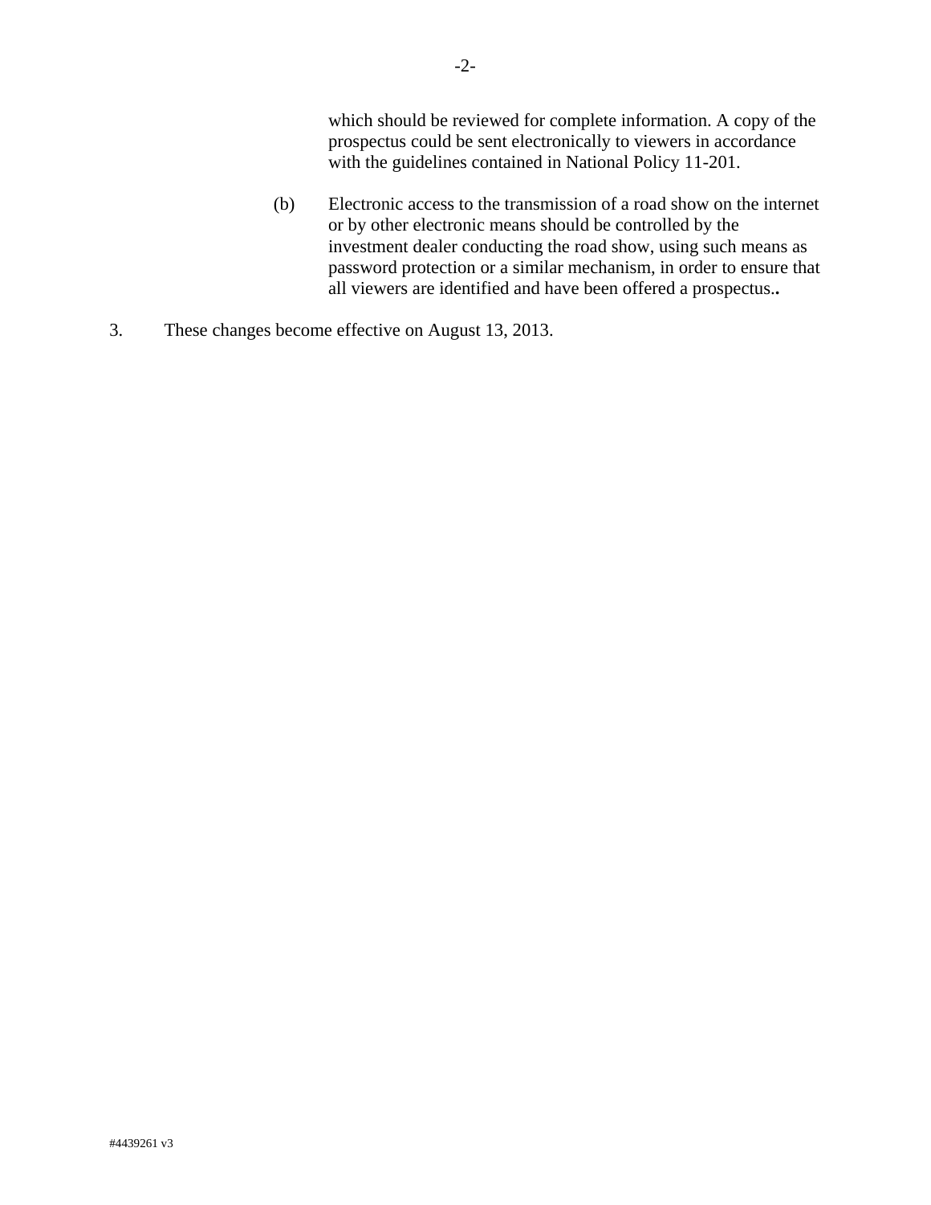which should be reviewed for complete information. A copy of the prospectus could be sent electronically to viewers in accordance with the guidelines contained in National Policy 11-201.

(b) Electronic access to the transmission of a road show on the internet or by other electronic means should be controlled by the investment dealer conducting the road show, using such means as password protection or a similar mechanism, in order to ensure that all viewers are identified and have been offered a prospectus..

3. These changes become effective on August 13, 2013.

#4439261 v3